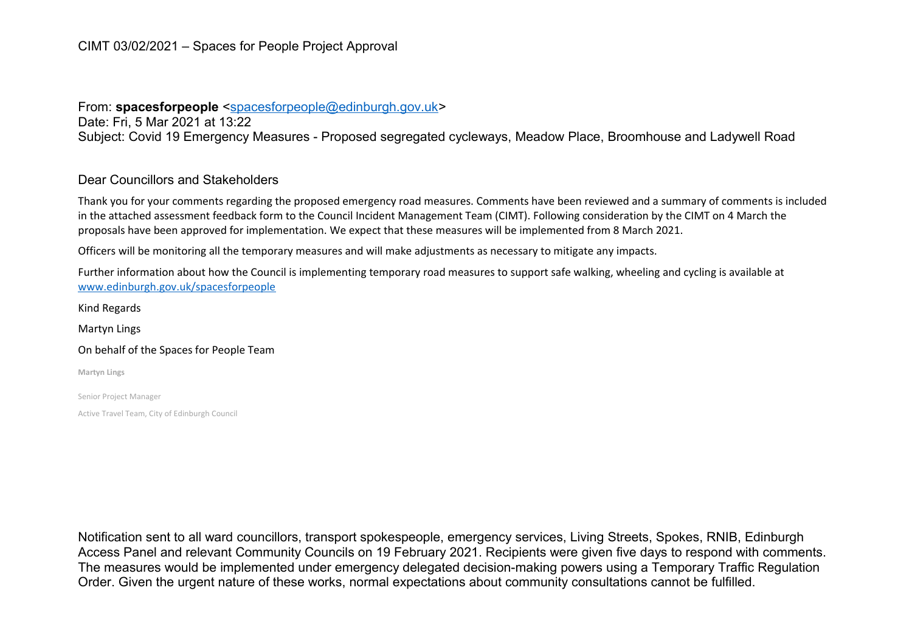CIMT 03/02/2021 – Spaces for People Project Approval

From: **spacesforpeople** <spacesforpeople@edinburgh.gov.uk>
Date: Fri, 5 Mar 2021 at 13:22
Subject: Covid 19 Emergency Measures - Proposed segregated cycleways, Meadow Place, Broomhouse and Ladywell Road

Dear Councillors and Stakeholders

Thank you for your comments regarding the proposed emergency road measures. Comments have been reviewed and a summary of comments is included in the attached assessment feedback form to the Council Incident Management Team (CIMT). Following consideration by the CIMT on 4 March the proposals have been approved for implementation. We expect that these measures will be implemented from 8 March 2021.

Officers will be monitoring all the temporary measures and will make adjustments as necessary to mitigate any impacts.

Further information about how the Council is implementing temporary road measures to support safe walking, wheeling and cycling is available at www.edinburgh.gov.uk/spacesforpeople

Kind Regards

Martyn Lings

On behalf of the Spaces for People Team

**Martyn Lings**

Senior Project Manager

Active Travel Team, City of Edinburgh Council

Notification sent to all ward councillors, transport spokespeople, emergency services, Living Streets, Spokes, RNIB, Edinburgh Access Panel and relevant Community Councils on 19 February 2021. Recipients were given five days to respond with comments. The measures would be implemented under emergency delegated decision-making powers using a Temporary Traffic Regulation Order. Given the urgent nature of these works, normal expectations about community consultations cannot be fulfilled.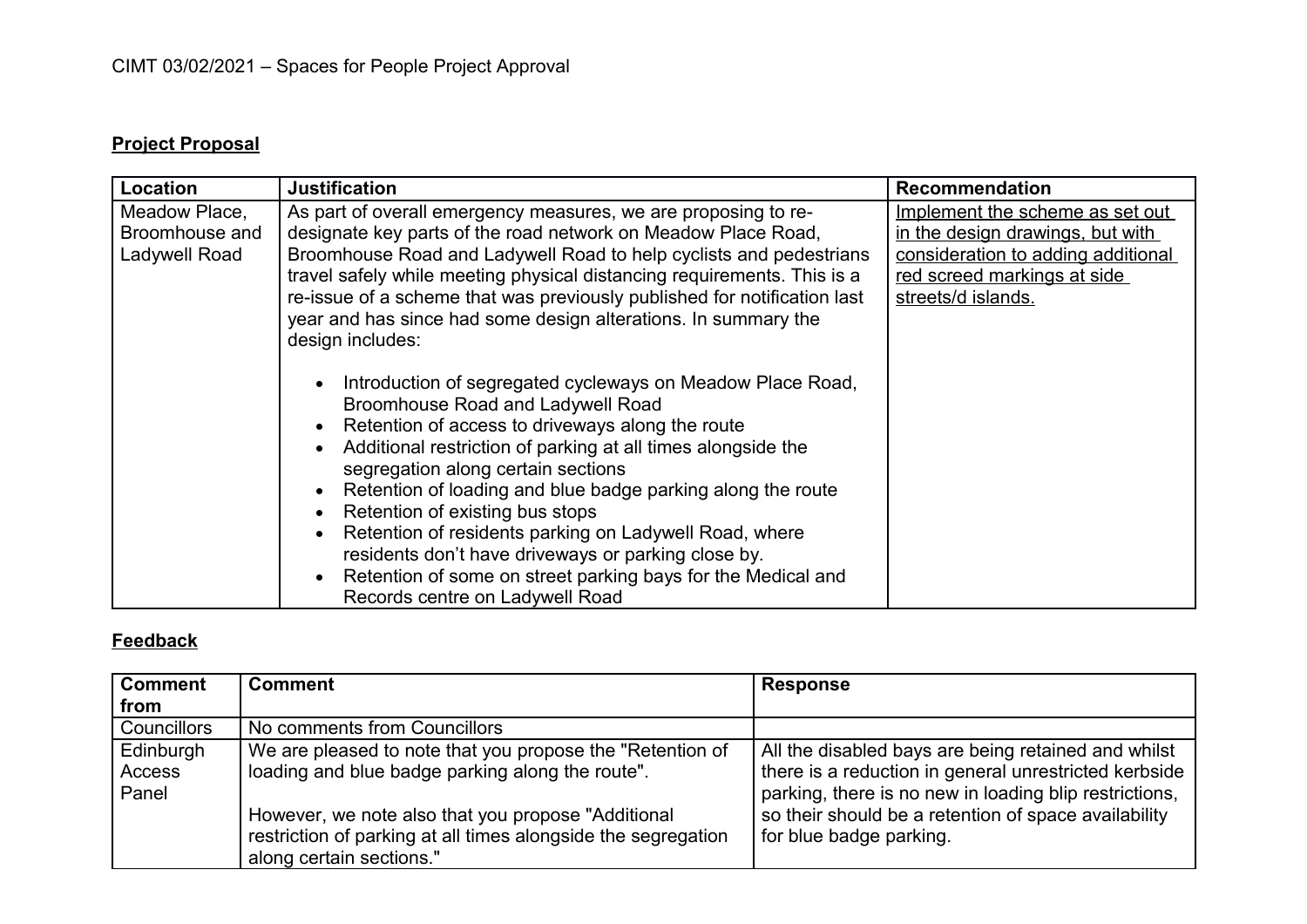CIMT 03/02/2021 – Spaces for People Project Approval

## Project Proposal

| Location | Justification | Recommendation |
|---|---|---|
| Meadow Place, Broomhouse and Ladywell Road | As part of overall emergency measures, we are proposing to re-designate key parts of the road network on Meadow Place Road, Broomhouse Road and Ladywell Road to help cyclists and pedestrians travel safely while meeting physical distancing requirements. This is a re-issue of a scheme that was previously published for notification last year and has since had some design alterations. In summary the design includes:<br><br>• Introduction of segregated cycleways on Meadow Place Road, Broomhouse Road and Ladywell Road<br>• Retention of access to driveways along the route<br>• Additional restriction of parking at all times alongside the segregation along certain sections<br>• Retention of loading and blue badge parking along the route<br>• Retention of existing bus stops<br>• Retention of residents parking on Ladywell Road, where residents don't have driveways or parking close by.<br>• Retention of some on street parking bays for the Medical and Records centre on Ladywell Road | <u>Implement the scheme as set out in the design drawings, but with consideration to adding additional red screed markings at side streets/d islands.</u> |

## Feedback

| Comment from | Comment | Response |
|---|---|---|
| Councillors | No comments from Councillors | |
| Edinburgh Access Panel | We are pleased to note that you propose the "Retention of loading and blue badge parking along the route".<br><br>However, we note also that you propose "Additional restriction of parking at all times alongside the segregation along certain sections." | All the disabled bays are being retained and whilst there is a reduction in general unrestricted kerbside parking, there is no new in loading blip restrictions, so their should be a retention of space availability for blue badge parking. |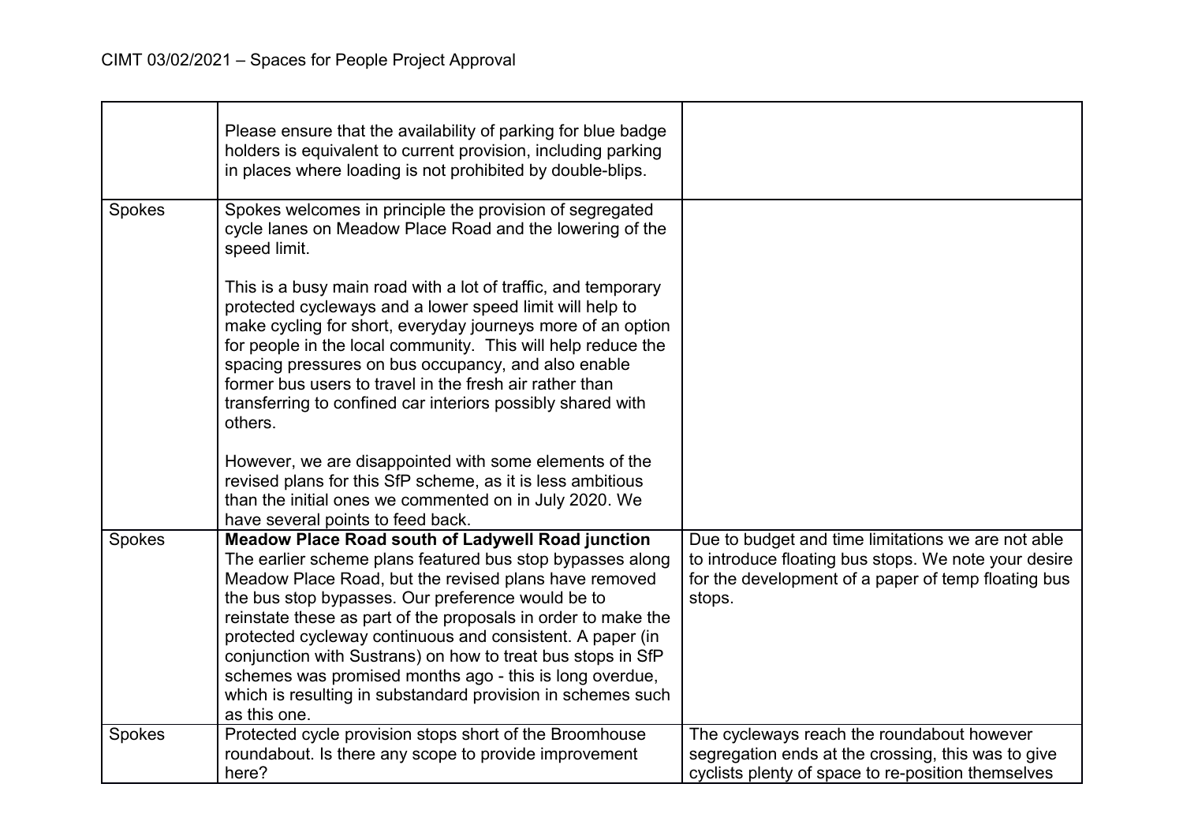|  |  |  |
|---|---|---|
|  | Please ensure that the availability of parking for blue badge holders is equivalent to current provision, including parking in places where loading is not prohibited by double-blips. |  |
| Spokes | Spokes welcomes in principle the provision of segregated cycle lanes on Meadow Place Road and the lowering of the speed limit.<br><br>This is a busy main road with a lot of traffic, and temporary protected cycleways and a lower speed limit will help to make cycling for short, everyday journeys more of an option for people in the local community. This will help reduce the spacing pressures on bus occupancy, and also enable former bus users to travel in the fresh air rather than transferring to confined car interiors possibly shared with others.<br><br>However, we are disappointed with some elements of the revised plans for this SfP scheme, as it is less ambitious than the initial ones we commented on in July 2020. We have several points to feed back. |  |
| Spokes | **Meadow Place Road south of Ladywell Road junction**<br>The earlier scheme plans featured bus stop bypasses along Meadow Place Road, but the revised plans have removed the bus stop bypasses. Our preference would be to reinstate these as part of the proposals in order to make the protected cycleway continuous and consistent. A paper (in conjunction with Sustrans) on how to treat bus stops in SfP schemes was promised months ago - this is long overdue, which is resulting in substandard provision in schemes such as this one. | Due to budget and time limitations we are not able to introduce floating bus stops. We note your desire for the development of a paper of temp floating bus stops. |
| Spokes | Protected cycle provision stops short of the Broomhouse roundabout. Is there any scope to provide improvement here? | The cycleways reach the roundabout however segregation ends at the crossing, this was to give cyclists plenty of space to re-position themselves |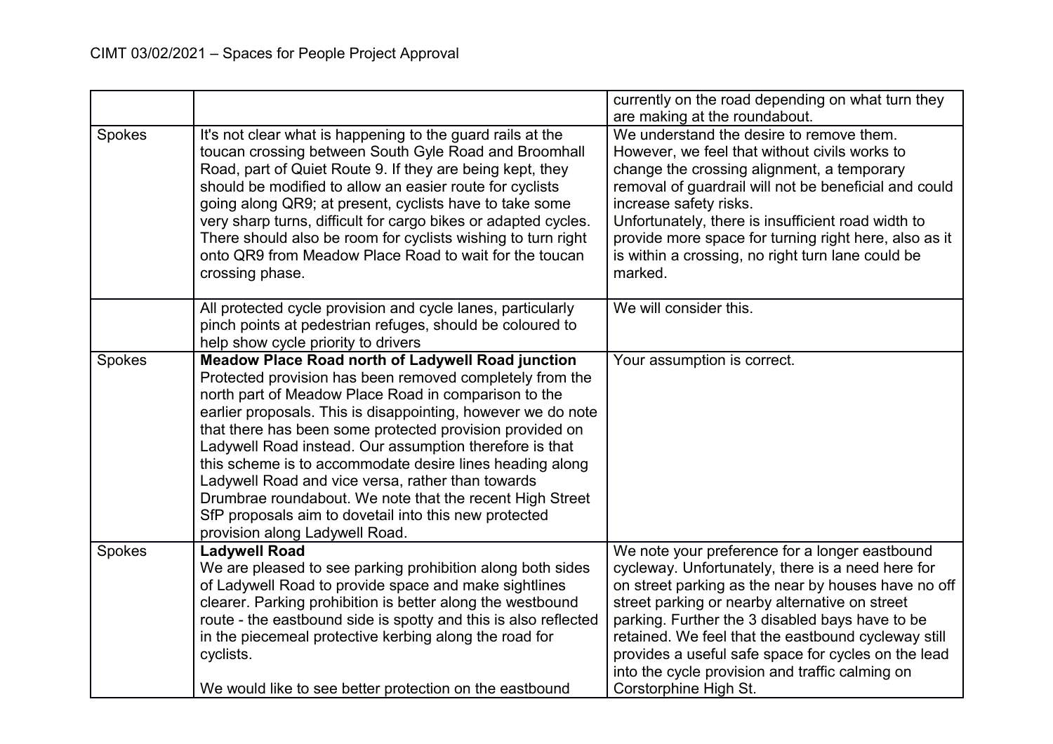| | | |
|---|---|---|
| | | currently on the road depending on what turn they are making at the roundabout. |
| Spokes | It's not clear what is happening to the guard rails at the toucan crossing between South Gyle Road and Broomhall Road, part of Quiet Route 9. If they are being kept, they should be modified to allow an easier route for cyclists going along QR9; at present, cyclists have to take some very sharp turns, difficult for cargo bikes or adapted cycles. There should also be room for cyclists wishing to turn right onto QR9 from Meadow Place Road to wait for the toucan crossing phase. | We understand the desire to remove them. However, we feel that without civils works to change the crossing alignment, a temporary removal of guardrail will not be beneficial and could increase safety risks.<br>Unfortunately, there is insufficient road width to provide more space for turning right here, also as it is within a crossing, no right turn lane could be marked. |
| | All protected cycle provision and cycle lanes, particularly pinch points at pedestrian refuges, should be coloured to help show cycle priority to drivers | We will consider this. |
| Spokes | **Meadow Place Road north of Ladywell Road junction**<br>Protected provision has been removed completely from the north part of Meadow Place Road in comparison to the earlier proposals. This is disappointing, however we do note that there has been some protected provision provided on Ladywell Road instead. Our assumption therefore is that this scheme is to accommodate desire lines heading along Ladywell Road and vice versa, rather than towards Drumbrae roundabout. We note that the recent High Street SfP proposals aim to dovetail into this new protected provision along Ladywell Road. | Your assumption is correct. |
| Spokes | **Ladywell Road**<br>We are pleased to see parking prohibition along both sides of Ladywell Road to provide space and make sightlines clearer. Parking prohibition is better along the westbound route - the eastbound side is spotty and this is also reflected in the piecemeal protective kerbing along the road for cyclists.<br><br>We would like to see better protection on the eastbound | We note your preference for a longer eastbound cycleway. Unfortunately, there is a need here for on street parking as the near by houses have no off street parking or nearby alternative on street parking. Further the 3 disabled bays have to be retained. We feel that the eastbound cycleway still provides a useful safe space for cycles on the lead into the cycle provision and traffic calming on Corstorphine High St. |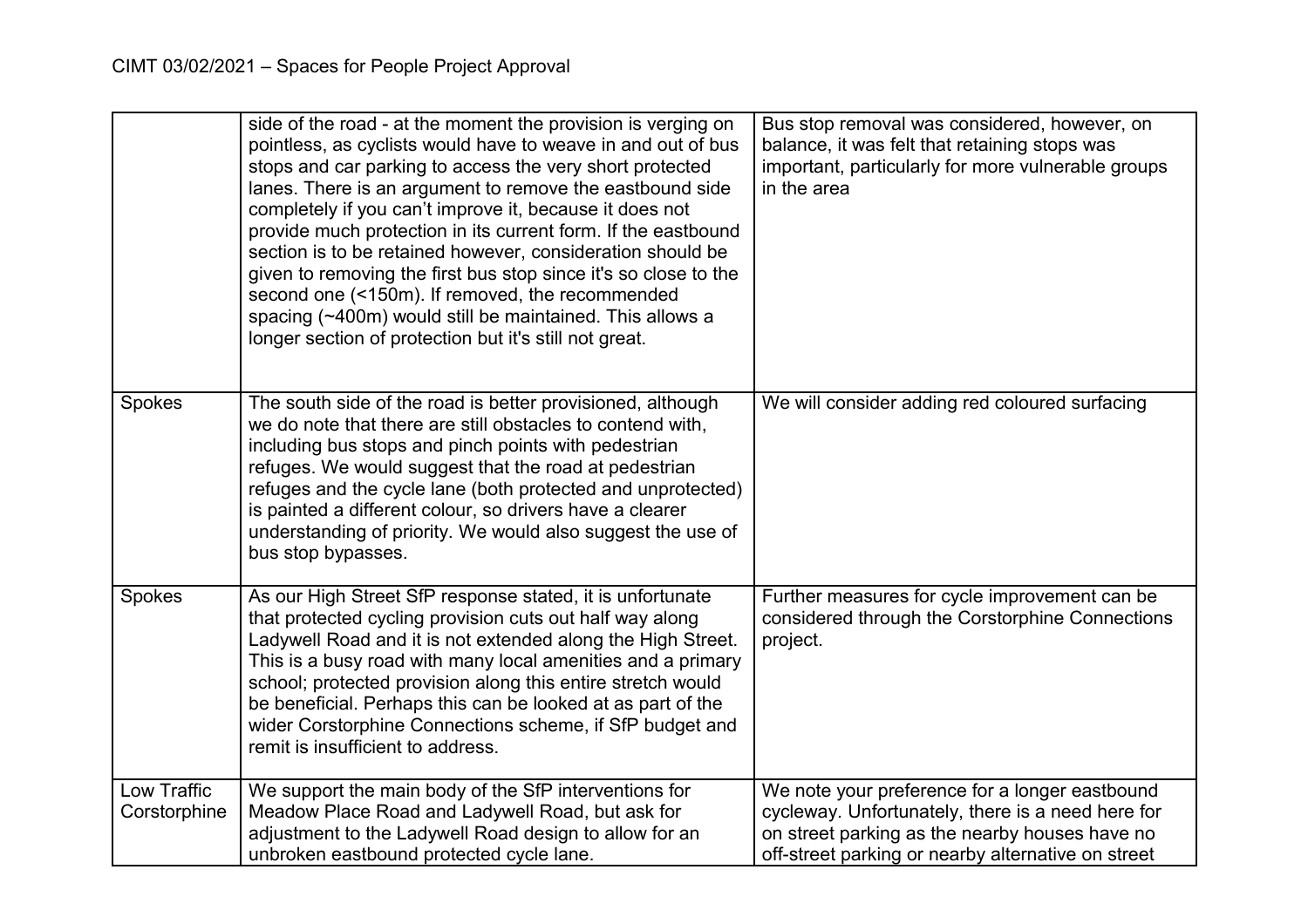| | | |
|---|---|---|
| | side of the road - at the moment the provision is verging on pointless, as cyclists would have to weave in and out of bus stops and car parking to access the very short protected lanes. There is an argument to remove the eastbound side completely if you can't improve it, because it does not provide much protection in its current form. If the eastbound section is to be retained however, consideration should be given to removing the first bus stop since it's so close to the second one (<150m). If removed, the recommended spacing (~400m) would still be maintained. This allows a longer section of protection but it's still not great. | Bus stop removal was considered, however, on balance, it was felt that retaining stops was important, particularly for more vulnerable groups in the area |
| Spokes | The south side of the road is better provisioned, although we do note that there are still obstacles to contend with, including bus stops and pinch points with pedestrian refuges. We would suggest that the road at pedestrian refuges and the cycle lane (both protected and unprotected) is painted a different colour, so drivers have a clearer understanding of priority. We would also suggest the use of bus stop bypasses. | We will consider adding red coloured surfacing |
| Spokes | As our High Street SfP response stated, it is unfortunate that protected cycling provision cuts out half way along Ladywell Road and it is not extended along the High Street. This is a busy road with many local amenities and a primary school; protected provision along this entire stretch would be beneficial. Perhaps this can be looked at as part of the wider Corstorphine Connections scheme, if SfP budget and remit is insufficient to address. | Further measures for cycle improvement can be considered through the Corstorphine Connections project. |
| Low Traffic Corstorphine | We support the main body of the SfP interventions for Meadow Place Road and Ladywell Road, but ask for adjustment to the Ladywell Road design to allow for an unbroken eastbound protected cycle lane. | We note your preference for a longer eastbound cycleway. Unfortunately, there is a need here for on street parking as the nearby houses have no off-street parking or nearby alternative on street |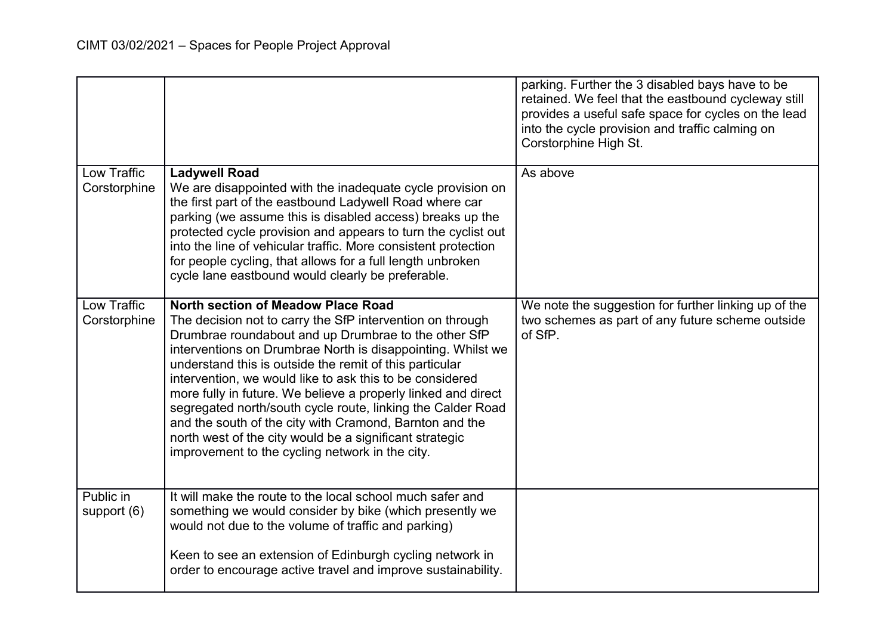| | | |
|---|---|---|
| | | parking. Further the 3 disabled bays have to be retained. We feel that the eastbound cycleway still provides a useful safe space for cycles on the lead into the cycle provision and traffic calming on Corstorphine High St. |
| Low Traffic Corstorphine | **Ladywell Road**<br>We are disappointed with the inadequate cycle provision on the first part of the eastbound Ladywell Road where car parking (we assume this is disabled access) breaks up the protected cycle provision and appears to turn the cyclist out into the line of vehicular traffic. More consistent protection for people cycling, that allows for a full length unbroken cycle lane eastbound would clearly be preferable. | As above |
| Low Traffic Corstorphine | **North section of Meadow Place Road**<br>The decision not to carry the SfP intervention on through Drumbrae roundabout and up Drumbrae to the other SfP interventions on Drumbrae North is disappointing. Whilst we understand this is outside the remit of this particular intervention, we would like to ask this to be considered more fully in future. We believe a properly linked and direct segregated north/south cycle route, linking the Calder Road and the south of the city with Cramond, Barnton and the north west of the city would be a significant strategic improvement to the cycling network in the city. | We note the suggestion for further linking up of the two schemes as part of any future scheme outside of SfP. |
| Public in support (6) | It will make the route to the local school much safer and something we would consider by bike (which presently we would not due to the volume of traffic and parking)<br><br>Keen to see an extension of Edinburgh cycling network in order to encourage active travel and improve sustainability. | |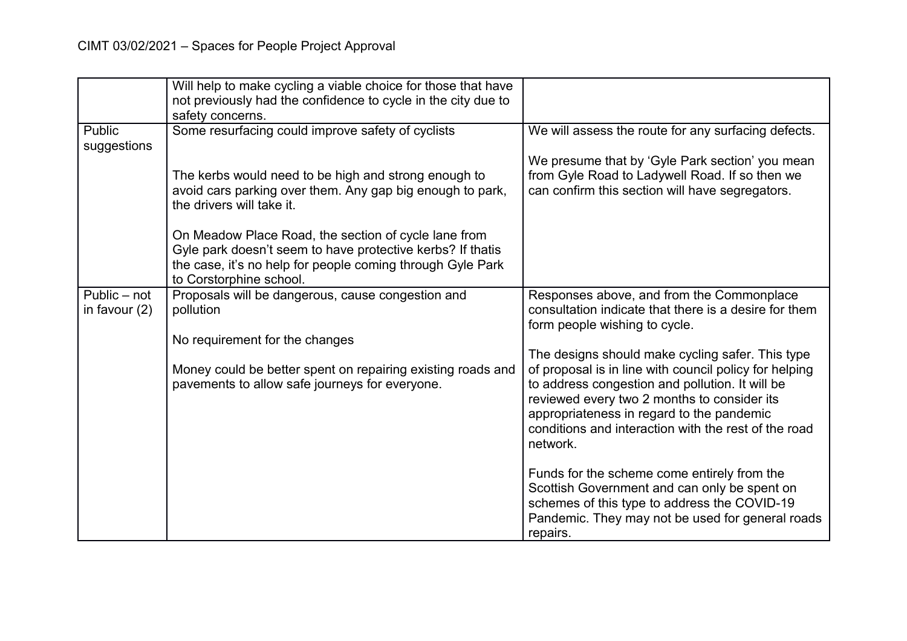| | | |
|---|---|---|
| | Will help to make cycling a viable choice for those that have not previously had the confidence to cycle in the city due to safety concerns. | |
| Public suggestions | Some resurfacing could improve safety of cyclists<br><br>The kerbs would need to be high and strong enough to avoid cars parking over them. Any gap big enough to park, the drivers will take it.<br><br>On Meadow Place Road, the section of cycle lane from Gyle park doesn't seem to have protective kerbs? If thatis the case, it's no help for people coming through Gyle Park to Corstorphine school. | We will assess the route for any surfacing defects.<br><br>We presume that by 'Gyle Park section' you mean from Gyle Road to Ladywell Road. If so then we can confirm this section will have segregators. |
| Public – not in favour (2) | Proposals will be dangerous, cause congestion and pollution<br><br>No requirement for the changes<br><br>Money could be better spent on repairing existing roads and pavements to allow safe journeys for everyone. | Responses above, and from the Commonplace consultation indicate that there is a desire for them form people wishing to cycle.<br><br>The designs should make cycling safer. This type of proposal is in line with council policy for helping to address congestion and pollution. It will be reviewed every two 2 months to consider its appropriateness in regard to the pandemic conditions and interaction with the rest of the road network.<br><br>Funds for the scheme come entirely from the Scottish Government and can only be spent on schemes of this type to address the COVID-19 Pandemic. They may not be used for general roads repairs. |